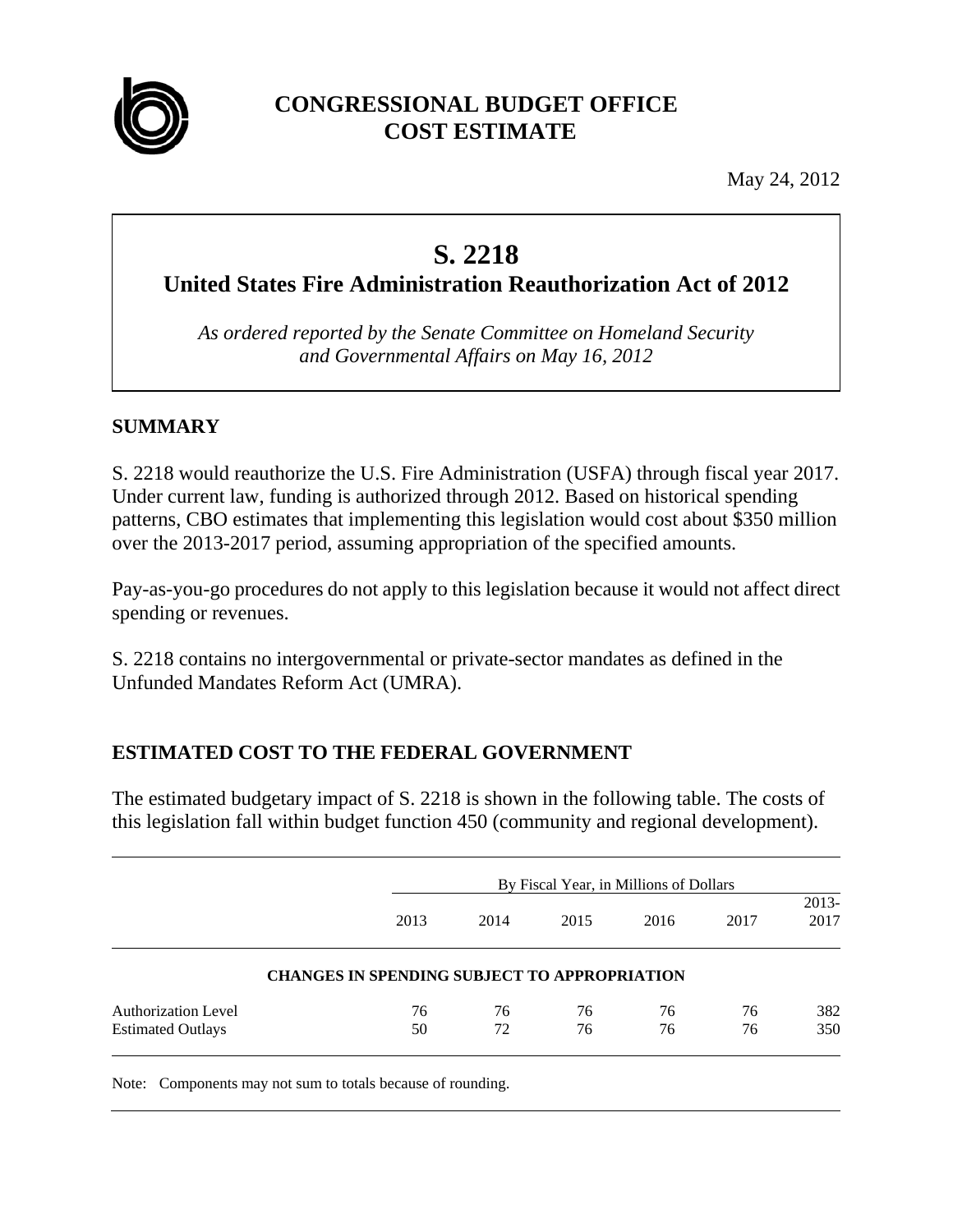# CONGRESSIONAL BUDGET OFFICE
# COST ESTIMATE

May 24, 2012

## S. 2218
## United States Fire Administration Reauthorization Act of 2012

*As ordered reported by the Senate Committee on Homeland Security and Governmental Affairs on May 16, 2012*

### SUMMARY

S. 2218 would reauthorize the U.S. Fire Administration (USFA) through fiscal year 2017. Under current law, funding is authorized through 2012. Based on historical spending patterns, CBO estimates that implementing this legislation would cost about $350 million over the 2013-2017 period, assuming appropriation of the specified amounts.

Pay-as-you-go procedures do not apply to this legislation because it would not affect direct spending or revenues.

S. 2218 contains no intergovernmental or private-sector mandates as defined in the Unfunded Mandates Reform Act (UMRA).

### ESTIMATED COST TO THE FEDERAL GOVERNMENT

The estimated budgetary impact of S. 2218 is shown in the following table. The costs of this legislation fall within budget function 450 (community and regional development).

| | By Fiscal Year, in Millions of Dollars | | | | | |
|---|---|---|---|---|---|---|
| | 2013 | 2014 | 2015 | 2016 | 2017 | 2013-2017 |
| **CHANGES IN SPENDING SUBJECT TO APPROPRIATION** | | | | | | |
| Authorization Level | 76 | 76 | 76 | 76 | 76 | 382 |
| Estimated Outlays | 50 | 72 | 76 | 76 | 76 | 350 |

Note: Components may not sum to totals because of rounding.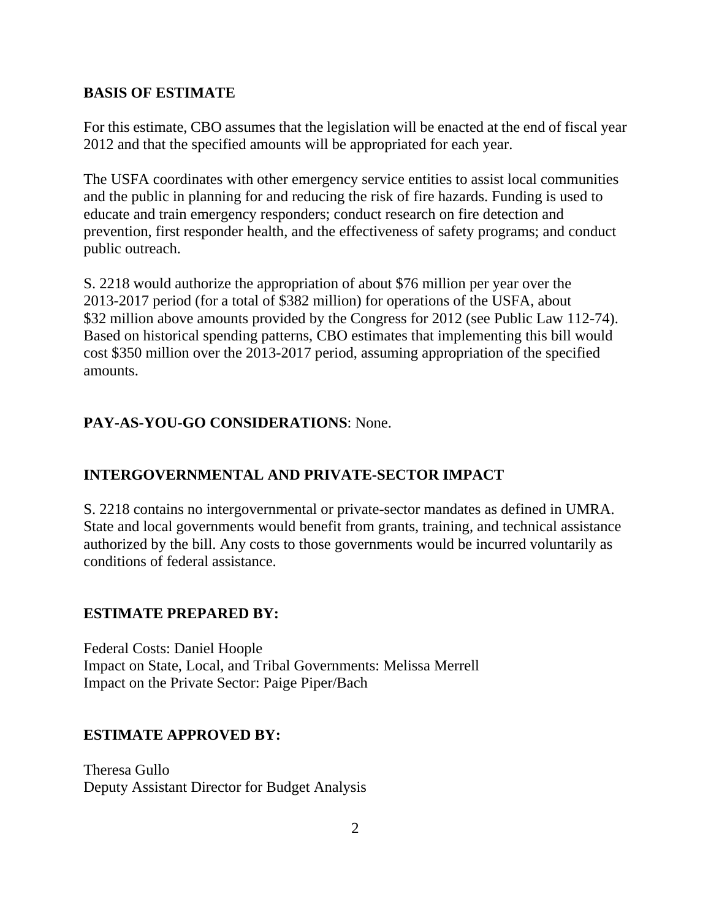## BASIS OF ESTIMATE

For this estimate, CBO assumes that the legislation will be enacted at the end of fiscal year 2012 and that the specified amounts will be appropriated for each year.

The USFA coordinates with other emergency service entities to assist local communities and the public in planning for and reducing the risk of fire hazards. Funding is used to educate and train emergency responders; conduct research on fire detection and prevention, first responder health, and the effectiveness of safety programs; and conduct public outreach.

S. 2218 would authorize the appropriation of about $76 million per year over the 2013-2017 period (for a total of $382 million) for operations of the USFA, about $32 million above amounts provided by the Congress for 2012 (see Public Law 112-74). Based on historical spending patterns, CBO estimates that implementing this bill would cost $350 million over the 2013-2017 period, assuming appropriation of the specified amounts.

## PAY-AS-YOU-GO CONSIDERATIONS: None.

## INTERGOVERNMENTAL AND PRIVATE-SECTOR IMPACT

S. 2218 contains no intergovernmental or private-sector mandates as defined in UMRA. State and local governments would benefit from grants, training, and technical assistance authorized by the bill. Any costs to those governments would be incurred voluntarily as conditions of federal assistance.

## ESTIMATE PREPARED BY:

Federal Costs: Daniel Hoople
Impact on State, Local, and Tribal Governments: Melissa Merrell
Impact on the Private Sector: Paige Piper/Bach

## ESTIMATE APPROVED BY:

Theresa Gullo
Deputy Assistant Director for Budget Analysis